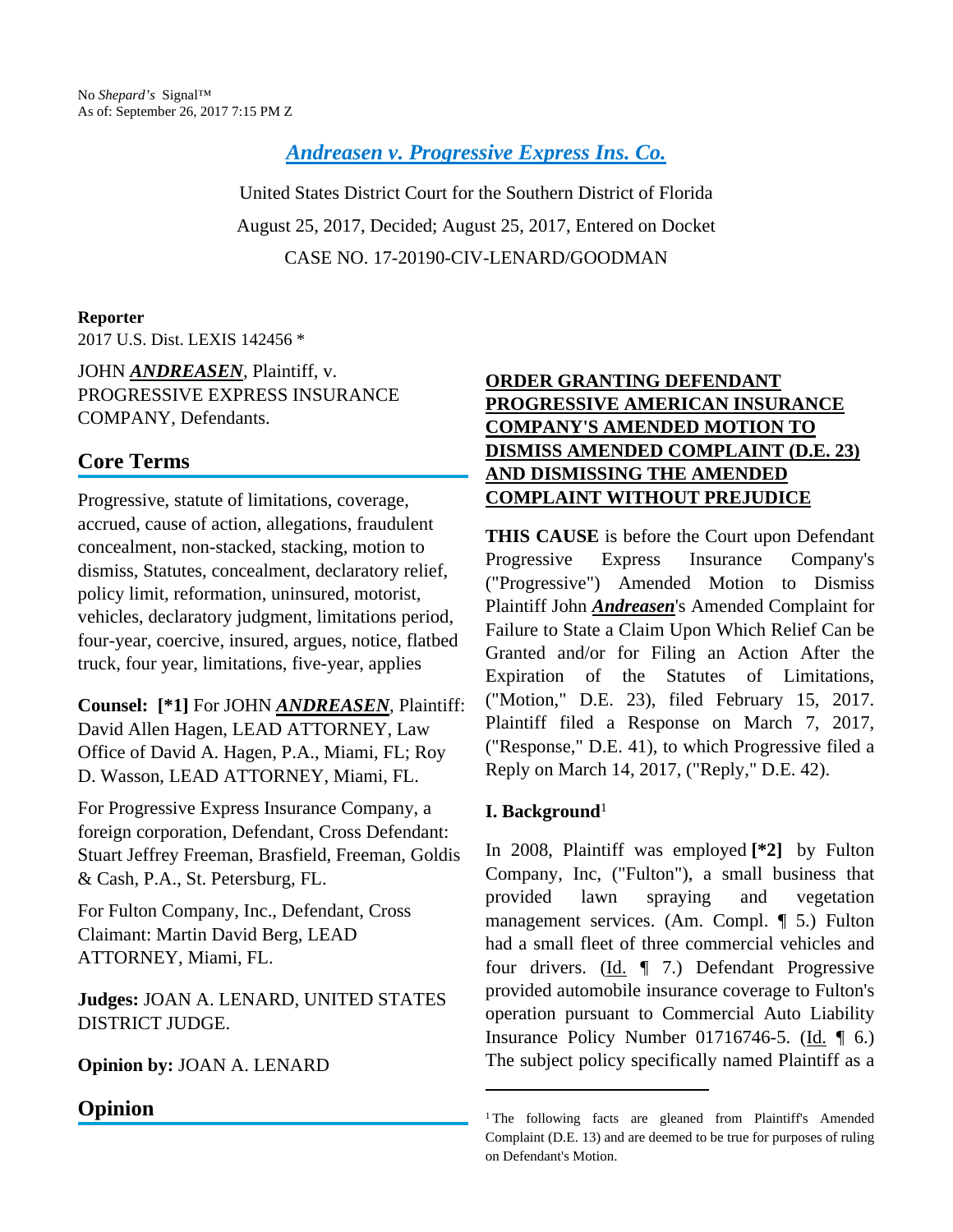No *Shepard's* Signal™
As of: September 26, 2017 7:15 PM Z

# Andreasen v. Progressive Express Ins. Co.

United States District Court for the Southern District of Florida

August 25, 2017, Decided; August 25, 2017, Entered on Docket

CASE NO. 17-20190-CIV-LENARD/GOODMAN

**Reporter**

2017 U.S. Dist. LEXIS 142456 *

JOHN ***ANDREASEN***, Plaintiff, v. PROGRESSIVE EXPRESS INSURANCE COMPANY, Defendants.

## Core Terms

Progressive, statute of limitations, coverage, accrued, cause of action, allegations, fraudulent concealment, non-stacked, stacking, motion to dismiss, Statutes, concealment, declaratory relief, policy limit, reformation, uninsured, motorist, vehicles, declaratory judgment, limitations period, four-year, coercive, insured, argues, notice, flatbed truck, four year, limitations, five-year, applies

**Counsel:** **[*1]** For JOHN ***ANDREASEN***, Plaintiff: David Allen Hagen, LEAD ATTORNEY, Law Office of David A. Hagen, P.A., Miami, FL; Roy D. Wasson, LEAD ATTORNEY, Miami, FL.

For Progressive Express Insurance Company, a foreign corporation, Defendant, Cross Defendant: Stuart Jeffrey Freeman, Brasfield, Freeman, Goldis & Cash, P.A., St. Petersburg, FL.

For Fulton Company, Inc., Defendant, Cross Claimant: Martin David Berg, LEAD ATTORNEY, Miami, FL.

**Judges:** JOAN A. LENARD, UNITED STATES DISTRICT JUDGE.

**Opinion by:** JOAN A. LENARD

## Opinion

**ORDER GRANTING DEFENDANT PROGRESSIVE AMERICAN INSURANCE COMPANY'S AMENDED MOTION TO DISMISS AMENDED COMPLAINT (D.E. 23) AND DISMISSING THE AMENDED COMPLAINT WITHOUT PREJUDICE**

**THIS CAUSE** is before the Court upon Defendant Progressive Express Insurance Company's ("Progressive") Amended Motion to Dismiss Plaintiff John ***Andreasen***'s Amended Complaint for Failure to State a Claim Upon Which Relief Can be Granted and/or for Filing an Action After the Expiration of the Statutes of Limitations, ("Motion," D.E. 23), filed February 15, 2017. Plaintiff filed a Response on March 7, 2017, ("Response," D.E. 41), to which Progressive filed a Reply on March 14, 2017, ("Reply," D.E. 42).

### I. Background[1]

In 2008, Plaintiff was employed **[*2]** by Fulton Company, Inc, ("Fulton"), a small business that provided lawn spraying and vegetation management services. (Am. Compl. ¶ 5.) Fulton had a small fleet of three commercial vehicles and four drivers. (Id. ¶ 7.) Defendant Progressive provided automobile insurance coverage to Fulton's operation pursuant to Commercial Auto Liability Insurance Policy Number 01716746-5. (Id. ¶ 6.) The subject policy specifically named Plaintiff as a

---

[1] The following facts are gleaned from Plaintiff's Amended Complaint (D.E. 13) and are deemed to be true for purposes of ruling on Defendant's Motion.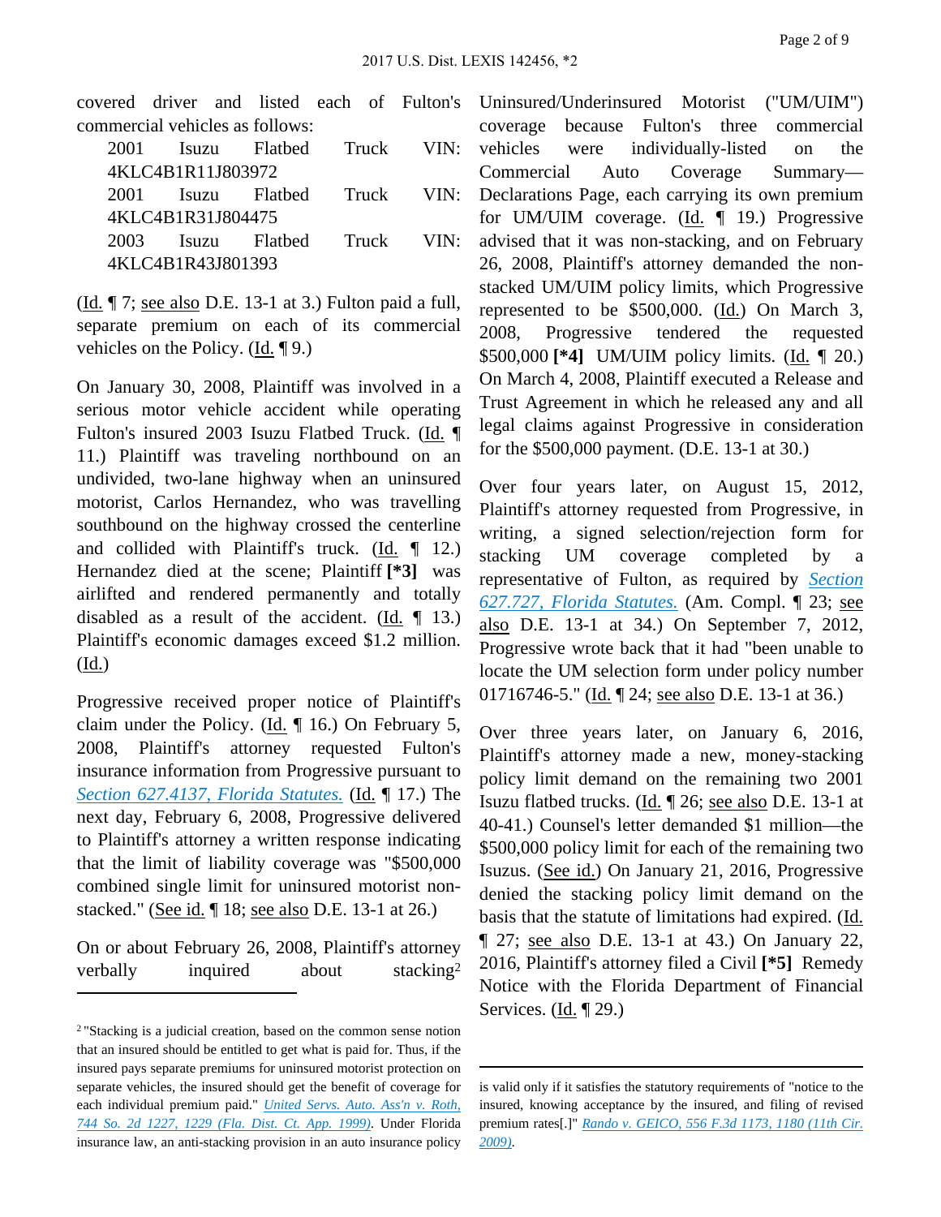covered driver and listed each of Fulton's commercial vehicles as follows:

2001 Isuzu Flatbed Truck VIN: 4KLC4B1R11J803972
2001 Isuzu Flatbed Truck VIN: 4KLC4B1R31J804475
2003 Isuzu Flatbed Truck VIN: 4KLC4B1R43J801393

(Id. ¶ 7; see also D.E. 13-1 at 3.) Fulton paid a full, separate premium on each of its commercial vehicles on the Policy. (Id. ¶ 9.)

On January 30, 2008, Plaintiff was involved in a serious motor vehicle accident while operating Fulton's insured 2003 Isuzu Flatbed Truck. (Id. ¶ 11.) Plaintiff was traveling northbound on an undivided, two-lane highway when an uninsured motorist, Carlos Hernandez, who was travelling southbound on the highway crossed the centerline and collided with Plaintiff's truck. (Id. ¶ 12.) Hernandez died at the scene; Plaintiff **[*3]** was airlifted and rendered permanently and totally disabled as a result of the accident. (Id. ¶ 13.) Plaintiff's economic damages exceed $1.2 million. (Id.)

Progressive received proper notice of Plaintiff's claim under the Policy. (Id. ¶ 16.) On February 5, 2008, Plaintiff's attorney requested Fulton's insurance information from Progressive pursuant to *Section 627.4137, Florida Statutes.* (Id. ¶ 17.) The next day, February 6, 2008, Progressive delivered to Plaintiff's attorney a written response indicating that the limit of liability coverage was "$500,000 combined single limit for uninsured motorist non-stacked." (See id. ¶ 18; see also D.E. 13-1 at 26.)

On or about February 26, 2008, Plaintiff's attorney verbally inquired about stacking[2] Uninsured/Underinsured Motorist ("UM/UIM") coverage because Fulton's three commercial vehicles were individually-listed on the Commercial Auto Coverage Summary—Declarations Page, each carrying its own premium for UM/UIM coverage. (Id. ¶ 19.) Progressive advised that it was non-stacking, and on February 26, 2008, Plaintiff's attorney demanded the non-stacked UM/UIM policy limits, which Progressive represented to be $500,000. (Id.) On March 3, 2008, Progressive tendered the requested $500,000 **[*4]** UM/UIM policy limits. (Id. ¶ 20.) On March 4, 2008, Plaintiff executed a Release and Trust Agreement in which he released any and all legal claims against Progressive in consideration for the $500,000 payment. (D.E. 13-1 at 30.)

Over four years later, on August 15, 2012, Plaintiff's attorney requested from Progressive, in writing, a signed selection/rejection form for stacking UM coverage completed by a representative of Fulton, as required by *Section 627.727, Florida Statutes.* (Am. Compl. ¶ 23; see also D.E. 13-1 at 34.) On September 7, 2012, Progressive wrote back that it had "been unable to locate the UM selection form under policy number 01716746-5." (Id. ¶ 24; see also D.E. 13-1 at 36.)

Over three years later, on January 6, 2016, Plaintiff's attorney made a new, money-stacking policy limit demand on the remaining two 2001 Isuzu flatbed trucks. (Id. ¶ 26; see also D.E. 13-1 at 40-41.) Counsel's letter demanded $1 million—the $500,000 policy limit for each of the remaining two Isuzus. (See id.) On January 21, 2016, Progressive denied the stacking policy limit demand on the basis that the statute of limitations had expired. (Id. ¶ 27; see also D.E. 13-1 at 43.) On January 22, 2016, Plaintiff's attorney filed a Civil **[*5]** Remedy Notice with the Florida Department of Financial Services. (Id. ¶ 29.)

---

[2] "Stacking is a judicial creation, based on the common sense notion that an insured should be entitled to get what is paid for. Thus, if the insured pays separate premiums for uninsured motorist protection on separate vehicles, the insured should get the benefit of coverage for each individual premium paid." *United Servs. Auto. Ass'n v. Roth, 744 So. 2d 1227, 1229 (Fla. Dist. Ct. App. 1999).* Under Florida insurance law, an anti-stacking provision in an auto insurance policy is valid only if it satisfies the statutory requirements of "notice to the insured, knowing acceptance by the insured, and filing of revised premium rates[.]" *Rando v. GEICO, 556 F.3d 1173, 1180 (11th Cir. 2009).*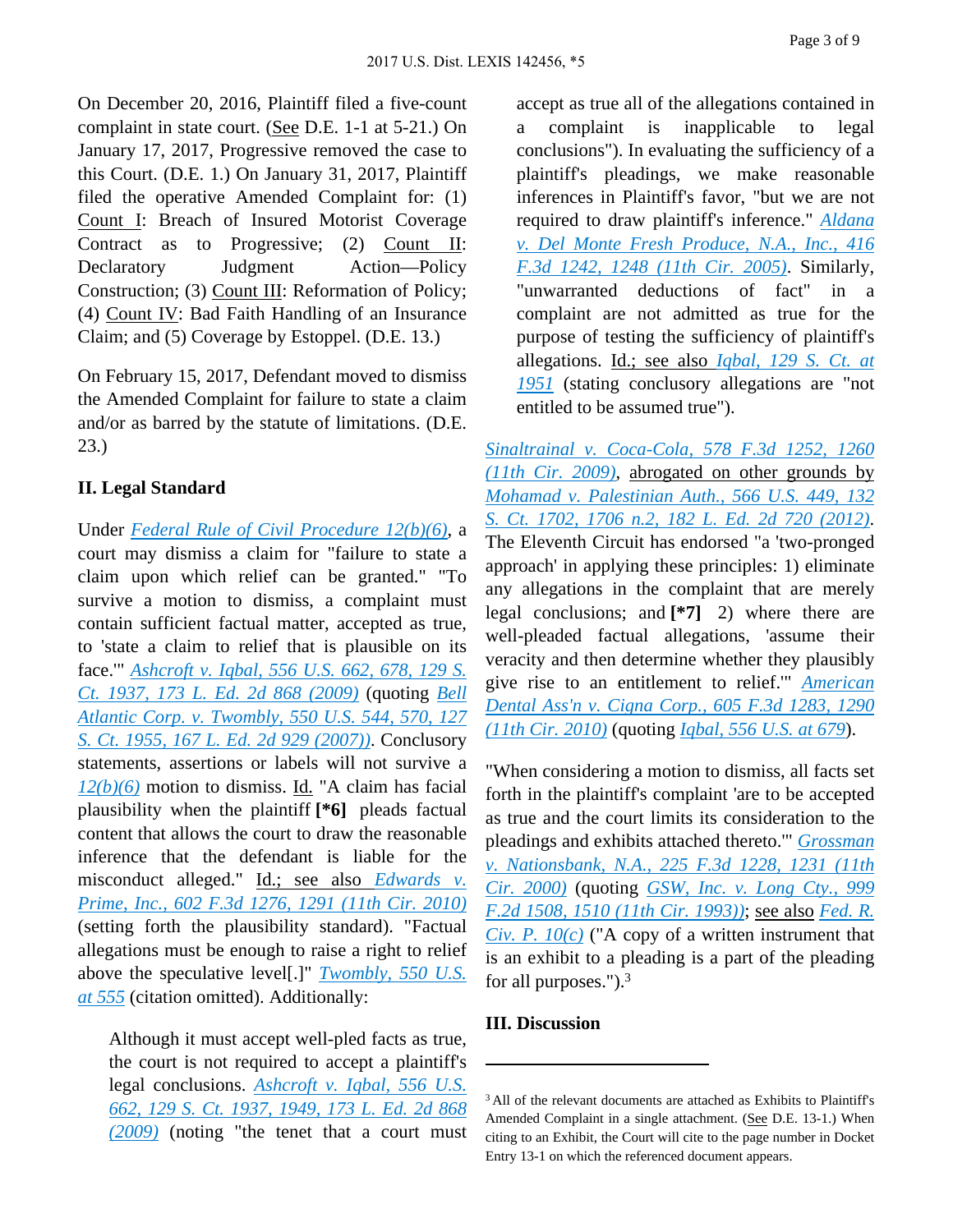On December 20, 2016, Plaintiff filed a five-count complaint in state court. (See D.E. 1-1 at 5-21.) On January 17, 2017, Progressive removed the case to this Court. (D.E. 1.) On January 31, 2017, Plaintiff filed the operative Amended Complaint for: (1) Count I: Breach of Insured Motorist Coverage Contract as to Progressive; (2) Count II: Declaratory Judgment Action—Policy Construction; (3) Count III: Reformation of Policy; (4) Count IV: Bad Faith Handling of an Insurance Claim; and (5) Coverage by Estoppel. (D.E. 13.)

On February 15, 2017, Defendant moved to dismiss the Amended Complaint for failure to state a claim and/or as barred by the statute of limitations. (D.E. 23.)

## II. Legal Standard

Under *Federal Rule of Civil Procedure 12(b)(6)*, a court may dismiss a claim for "failure to state a claim upon which relief can be granted." "To survive a motion to dismiss, a complaint must contain sufficient factual matter, accepted as true, to 'state a claim to relief that is plausible on its face.'" *Ashcroft v. Iqbal, 556 U.S. 662, 678, 129 S. Ct. 1937, 173 L. Ed. 2d 868 (2009)* (quoting *Bell Atlantic Corp. v. Twombly, 550 U.S. 544, 570, 127 S. Ct. 1955, 167 L. Ed. 2d 929 (2007)*). Conclusory statements, assertions or labels will not survive a *12(b)(6)* motion to dismiss. Id. "A claim has facial plausibility when the plaintiff **[*6]** pleads factual content that allows the court to draw the reasonable inference that the defendant is liable for the misconduct alleged." Id.; see also *Edwards v. Prime, Inc., 602 F.3d 1276, 1291 (11th Cir. 2010)* (setting forth the plausibility standard). "Factual allegations must be enough to raise a right to relief above the speculative level[.]" *Twombly, 550 U.S. at 555* (citation omitted). Additionally:

> Although it must accept well-pled facts as true, the court is not required to accept a plaintiff's legal conclusions. *Ashcroft v. Iqbal, 556 U.S. 662, 129 S. Ct. 1937, 1949, 173 L. Ed. 2d 868 (2009)* (noting "the tenet that a court must accept as true all of the allegations contained in a complaint is inapplicable to legal conclusions"). In evaluating the sufficiency of a plaintiff's pleadings, we make reasonable inferences in Plaintiff's favor, "but we are not required to draw plaintiff's inference." *Aldana v. Del Monte Fresh Produce, N.A., Inc., 416 F.3d 1242, 1248 (11th Cir. 2005)*. Similarly, "unwarranted deductions of fact" in a complaint are not admitted as true for the purpose of testing the sufficiency of plaintiff's allegations. Id.; see also *Iqbal, 129 S. Ct. at 1951* (stating conclusory allegations are "not entitled to be assumed true").

*Sinaltrainal v. Coca-Cola, 578 F.3d 1252, 1260 (11th Cir. 2009)*, abrogated on other grounds by *Mohamad v. Palestinian Auth., 566 U.S. 449, 132 S. Ct. 1702, 1706 n.2, 182 L. Ed. 2d 720 (2012)*. The Eleventh Circuit has endorsed "a 'two-pronged approach' in applying these principles: 1) eliminate any allegations in the complaint that are merely legal conclusions; and **[*7]** 2) where there are well-pleaded factual allegations, 'assume their veracity and then determine whether they plausibly give rise to an entitlement to relief.'" *American Dental Ass'n v. Cigna Corp., 605 F.3d 1283, 1290 (11th Cir. 2010)* (quoting *Iqbal, 556 U.S. at 679*).

"When considering a motion to dismiss, all facts set forth in the plaintiff's complaint 'are to be accepted as true and the court limits its consideration to the pleadings and exhibits attached thereto.'" *Grossman v. Nationsbank, N.A., 225 F.3d 1228, 1231 (11th Cir. 2000)* (quoting *GSW, Inc. v. Long Cty., 999 F.2d 1508, 1510 (11th Cir. 1993)*); see also *Fed. R. Civ. P. 10(c)* ("A copy of a written instrument that is an exhibit to a pleading is a part of the pleading for all purposes.").[3]

## III. Discussion

---

[3] All of the relevant documents are attached as Exhibits to Plaintiff's Amended Complaint in a single attachment. (See D.E. 13-1.) When citing to an Exhibit, the Court will cite to the page number in Docket Entry 13-1 on which the referenced document appears.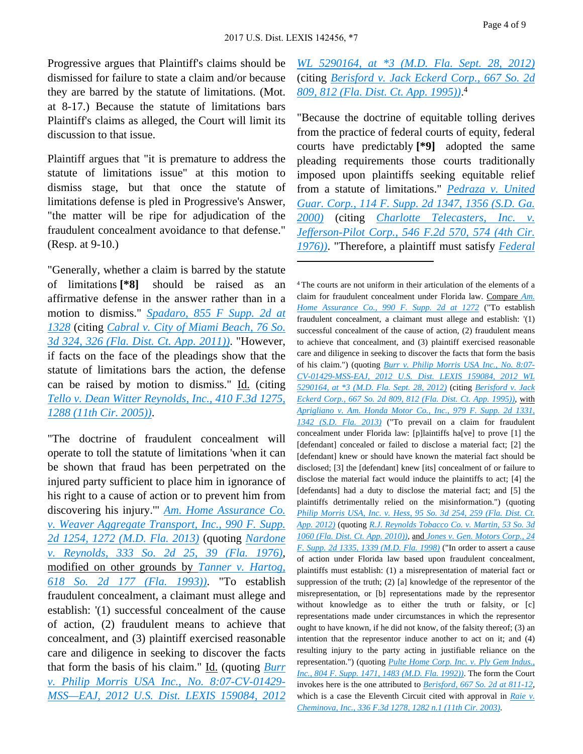Progressive argues that Plaintiff's claims should be dismissed for failure to state a claim and/or because they are barred by the statute of limitations. (Mot. at 8-17.) Because the statute of limitations bars Plaintiff's claims as alleged, the Court will limit its discussion to that issue.

Plaintiff argues that "it is premature to address the statute of limitations issue" at this motion to dismiss stage, but that once the statute of limitations defense is pled in Progressive's Answer, "the matter will be ripe for adjudication of the fraudulent concealment avoidance to that defense." (Resp. at 9-10.)

"Generally, whether a claim is barred by the statute of limitations **[*8]** should be raised as an affirmative defense in the answer rather than in a motion to dismiss." *Spadaro, 855 F Supp. 2d at 1328* (citing *Cabral v. City of Miami Beach, 76 So. 3d 324, 326 (Fla. Dist. Ct. App. 2011))*. "However, if facts on the face of the pleadings show that the statute of limitations bars the action, the defense can be raised by motion to dismiss." Id. (citing *Tello v. Dean Witter Reynolds, Inc., 410 F.3d 1275, 1288 (11th Cir. 2005))*.

"The doctrine of fraudulent concealment will operate to toll the statute of limitations 'when it can be shown that fraud has been perpetrated on the injured party sufficient to place him in ignorance of his right to a cause of action or to prevent him from discovering his injury.'" *Am. Home Assurance Co. v. Weaver Aggregate Transport, Inc., 990 F. Supp. 2d 1254, 1272 (M.D. Fla. 2013)* (quoting *Nardone v. Reynolds, 333 So. 2d 25, 39 (Fla. 1976)*, modified on other grounds by *Tanner v. Hartog, 618 So. 2d 177 (Fla. 1993))*. "To establish fraudulent concealment, a claimant must allege and establish: '(1) successful concealment of the cause of action, (2) fraudulent means to achieve that concealment, and (3) plaintiff exercised reasonable care and diligence in seeking to discover the facts that form the basis of his claim." Id. (quoting *Burr v. Philip Morris USA Inc., No. 8:07-CV-01429-MSS—EAJ, 2012 U.S. Dist. LEXIS 159084, 2012 WL 5290164, at *3 (M.D. Fla. Sept. 28, 2012)* (citing *Berisford v. Jack Eckerd Corp., 667 So. 2d 809, 812 (Fla. Dist. Ct. App. 1995))*.[4]

"Because the doctrine of equitable tolling derives from the practice of federal courts of equity, federal courts have predictably **[*9]** adopted the same pleading requirements those courts traditionally imposed upon plaintiffs seeking equitable relief from a statute of limitations." *Pedraza v. United Guar. Corp., 114 F. Supp. 2d 1347, 1356 (S.D. Ga. 2000)* (citing *Charlotte Telecasters, Inc. v. Jefferson-Pilot Corp., 546 F.2d 570, 574 (4th Cir. 1976))*. "Therefore, a plaintiff must satisfy *Federal*

---

[4] The courts are not uniform in their articulation of the elements of a claim for fraudulent concealment under Florida law. Compare *Am. Home Assurance Co., 990 F. Supp. 2d at 1272* ("To establish fraudulent concealment, a claimant must allege and establish: '(1) successful concealment of the cause of action, (2) fraudulent means to achieve that concealment, and (3) plaintiff exercised reasonable care and diligence in seeking to discover the facts that form the basis of his claim.") (quoting *Burr v. Philip Morris USA Inc., No. 8:07-CV-01429-MSS-EAJ, 2012 U.S. Dist. LEXIS 159084, 2012 WL 5290164, at *3 (M.D. Fla. Sept. 28, 2012)* (citing *Berisford v. Jack Eckerd Corp., 667 So. 2d 809, 812 (Fla. Dist. Ct. App. 1995))*, with *Aprigliano v. Am. Honda Motor Co., Inc., 979 F. Supp. 2d 1331, 1342 (S.D. Fla. 2013)* ("To prevail on a claim for fraudulent concealment under Florida law: [p]laintiffs ha[ve] to prove [1] the [defendant] concealed or failed to disclose a material fact; [2] the [defendant] knew or should have known the material fact should be disclosed; [3] the [defendant] knew [its] concealment of or failure to disclose the material fact would induce the plaintiffs to act; [4] the [defendants] had a duty to disclose the material fact; and [5] the plaintiffs detrimentally relied on the misinformation.") (quoting *Philip Morris USA, Inc. v. Hess, 95 So. 3d 254, 259 (Fla. Dist. Ct. App. 2012)* (quoting *R.J. Reynolds Tobacco Co. v. Martin, 53 So. 3d 1060 (Fla. Dist. Ct. App. 2010))*, and *Jones v. Gen. Motors Corp., 24 F. Supp. 2d 1335, 1339 (M.D. Fla. 1998)* ("In order to assert a cause of action under Florida law based upon fraudulent concealment, plaintiffs must establish: (1) a misrepresentation of material fact or suppression of the truth; (2) [a] knowledge of the representor of the misrepresentation, or [b] representations made by the representor without knowledge as to either the truth or falsity, or [c] representations made under circumstances in which the representor ought to have known, if he did not know, of the falsity thereof; (3) an intention that the representor induce another to act on it; and (4) resulting injury to the party acting in justifiable reliance on the representation.") (quoting *Pulte Home Corp. Inc. v. Ply Gem Indus., Inc., 804 F. Supp. 1471, 1483 (M.D. Fla. 1992))*. The form the Court invokes here is the one attributed to *Berisford, 667 So. 2d at 811-12*, which is a case the Eleventh Circuit cited with approval in *Raie v. Cheminova, Inc., 336 F.3d 1278, 1282 n.1 (11th Cir. 2003)*.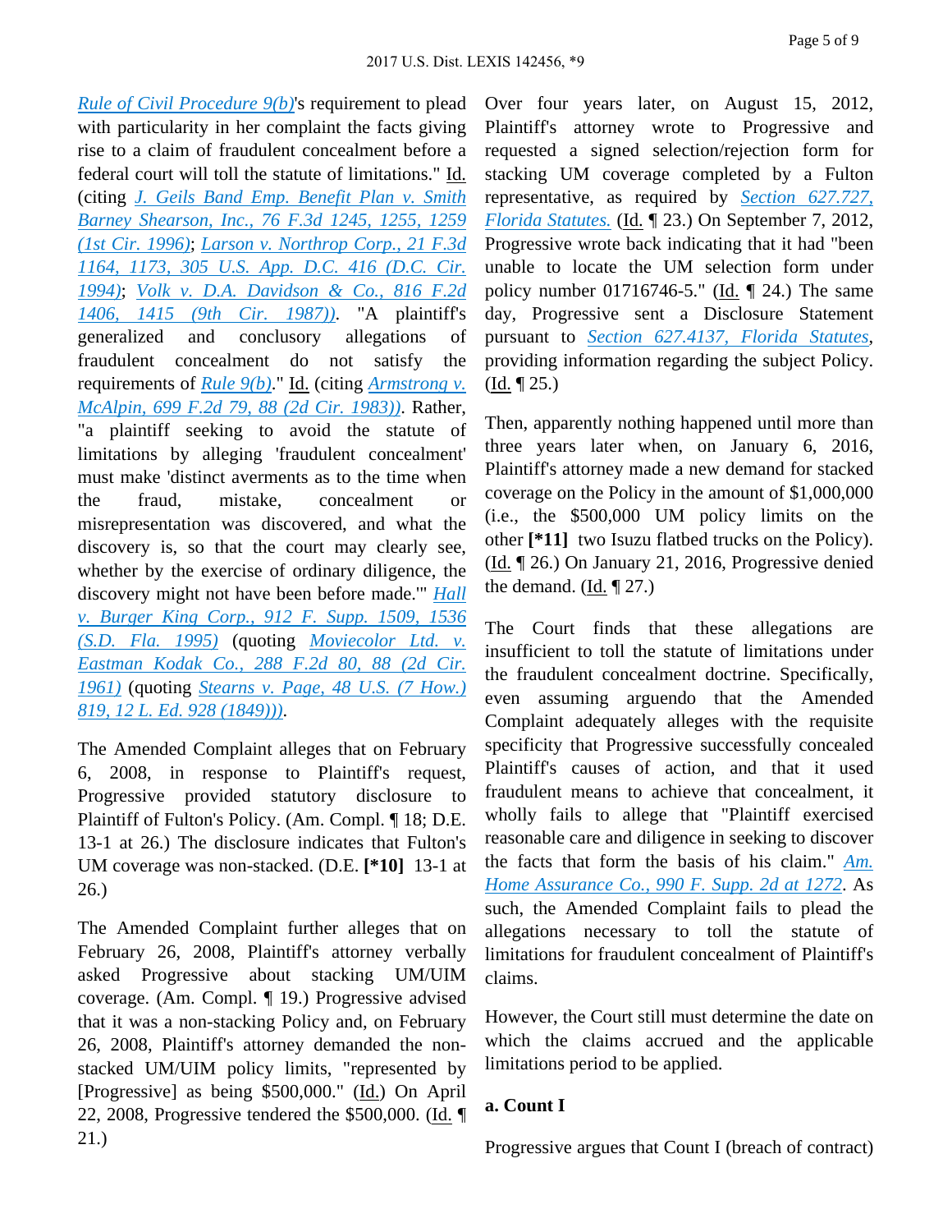Rule of Civil Procedure 9(b)'s requirement to plead with particularity in her complaint the facts giving rise to a claim of fraudulent concealment before a federal court will toll the statute of limitations." Id. (citing J. Geils Band Emp. Benefit Plan v. Smith Barney Shearson, Inc., 76 F.3d 1245, 1255, 1259 (1st Cir. 1996); Larson v. Northrop Corp., 21 F.3d 1164, 1173, 305 U.S. App. D.C. 416 (D.C. Cir. 1994); Volk v. D.A. Davidson & Co., 816 F.2d 1406, 1415 (9th Cir. 1987)). "A plaintiff's generalized and conclusory allegations of fraudulent concealment do not satisfy the requirements of Rule 9(b)." Id. (citing Armstrong v. McAlpin, 699 F.2d 79, 88 (2d Cir. 1983)). Rather, "a plaintiff seeking to avoid the statute of limitations by alleging 'fraudulent concealment' must make 'distinct averments as to the time when the fraud, mistake, concealment or misrepresentation was discovered, and what the discovery is, so that the court may clearly see, whether by the exercise of ordinary diligence, the discovery might not have been before made.'" Hall v. Burger King Corp., 912 F. Supp. 1509, 1536 (S.D. Fla. 1995) (quoting Moviecolor Ltd. v. Eastman Kodak Co., 288 F.2d 80, 88 (2d Cir. 1961) (quoting Stearns v. Page, 48 U.S. (7 How.) 819, 12 L. Ed. 928 (1849))).

The Amended Complaint alleges that on February 6, 2008, in response to Plaintiff's request, Progressive provided statutory disclosure to Plaintiff of Fulton's Policy. (Am. Compl. ¶ 18; D.E. 13-1 at 26.) The disclosure indicates that Fulton's UM coverage was non-stacked. (D.E. **[*10]** 13-1 at 26.)

The Amended Complaint further alleges that on February 26, 2008, Plaintiff's attorney verbally asked Progressive about stacking UM/UIM coverage. (Am. Compl. ¶ 19.) Progressive advised that it was a non-stacking Policy and, on February 26, 2008, Plaintiff's attorney demanded the non-stacked UM/UIM policy limits, "represented by [Progressive] as being $500,000." (Id.) On April 22, 2008, Progressive tendered the $500,000. (Id. ¶ 21.)

Over four years later, on August 15, 2012, Plaintiff's attorney wrote to Progressive and requested a signed selection/rejection form for stacking UM coverage completed by a Fulton representative, as required by Section 627.727, Florida Statutes. (Id. ¶ 23.) On September 7, 2012, Progressive wrote back indicating that it had "been unable to locate the UM selection form under policy number 01716746-5." (Id. ¶ 24.) The same day, Progressive sent a Disclosure Statement pursuant to Section 627.4137, Florida Statutes, providing information regarding the subject Policy. (Id. ¶ 25.)

Then, apparently nothing happened until more than three years later when, on January 6, 2016, Plaintiff's attorney made a new demand for stacked coverage on the Policy in the amount of $1,000,000 (i.e., the $500,000 UM policy limits on the other **[*11]** two Isuzu flatbed trucks on the Policy). (Id. ¶ 26.) On January 21, 2016, Progressive denied the demand. (Id. ¶ 27.)

The Court finds that these allegations are insufficient to toll the statute of limitations under the fraudulent concealment doctrine. Specifically, even assuming arguendo that the Amended Complaint adequately alleges with the requisite specificity that Progressive successfully concealed Plaintiff's causes of action, and that it used fraudulent means to achieve that concealment, it wholly fails to allege that "Plaintiff exercised reasonable care and diligence in seeking to discover the facts that form the basis of his claim." Am. Home Assurance Co., 990 F. Supp. 2d at 1272. As such, the Amended Complaint fails to plead the allegations necessary to toll the statute of limitations for fraudulent concealment of Plaintiff's claims.

However, the Court still must determine the date on which the claims accrued and the applicable limitations period to be applied.

**a. Count I**

Progressive argues that Count I (breach of contract)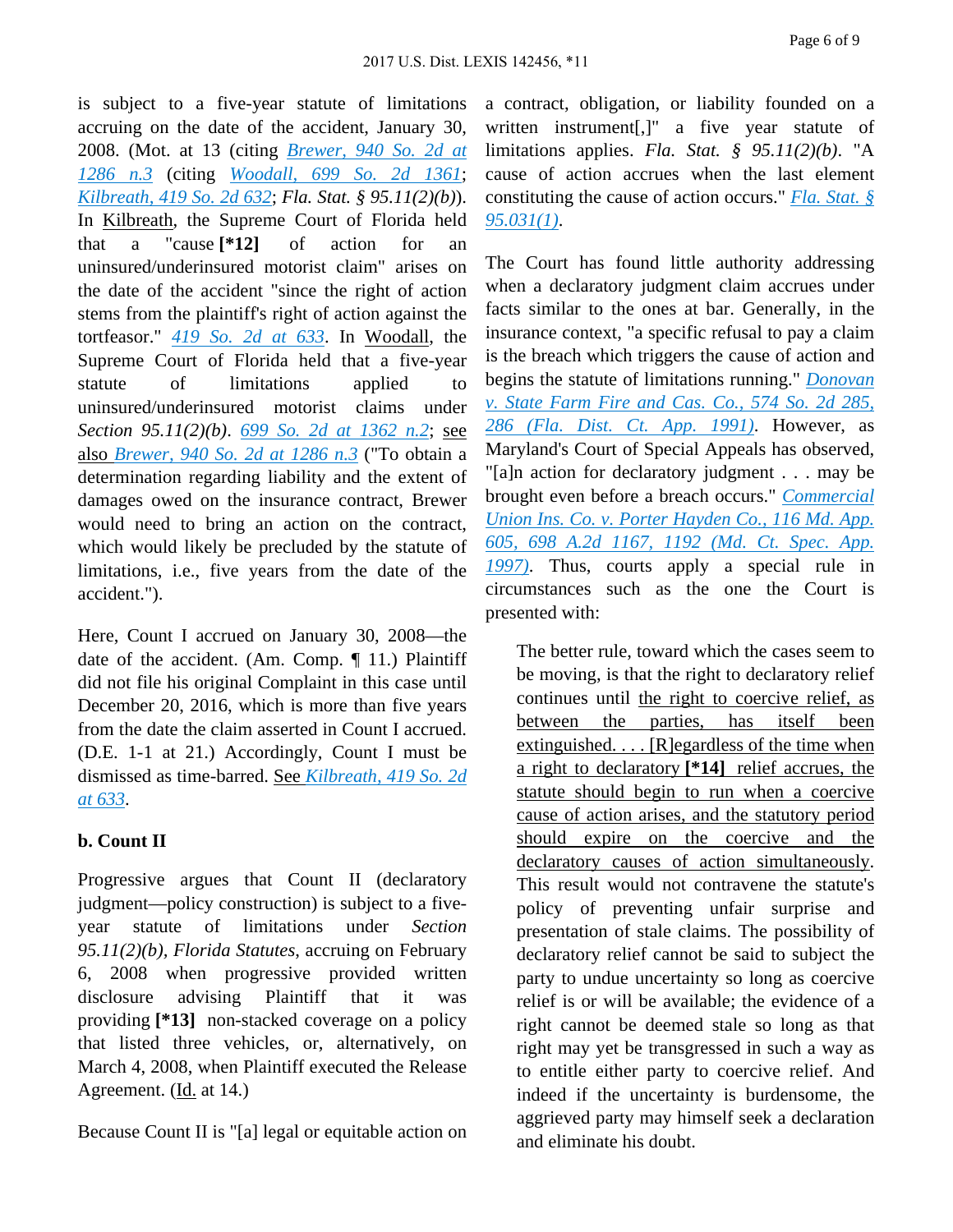is subject to a five-year statute of limitations accruing on the date of the accident, January 30, 2008. (Mot. at 13 (citing *Brewer, 940 So. 2d at 1286 n.3* (citing *Woodall, 699 So. 2d 1361*; *Kilbreath, 419 So. 2d 632*; *Fla. Stat. § 95.11(2)(b)*)). In Kilbreath, the Supreme Court of Florida held that a "cause **[*12]** of action for an uninsured/underinsured motorist claim" arises on the date of the accident "since the right of action stems from the plaintiff's right of action against the tortfeasor." *419 So. 2d at 633*. In Woodall, the Supreme Court of Florida held that a five-year statute of limitations applied to uninsured/underinsured motorist claims under *Section 95.11(2)(b)*. *699 So. 2d at 1362 n.2*; see also *Brewer, 940 So. 2d at 1286 n.3* ("To obtain a determination regarding liability and the extent of damages owed on the insurance contract, Brewer would need to bring an action on the contract, which would likely be precluded by the statute of limitations, i.e., five years from the date of the accident.").

Here, Count I accrued on January 30, 2008—the date of the accident. (Am. Comp. ¶ 11.) Plaintiff did not file his original Complaint in this case until December 20, 2016, which is more than five years from the date the claim asserted in Count I accrued. (D.E. 1-1 at 21.) Accordingly, Count I must be dismissed as time-barred. See *Kilbreath, 419 So. 2d at 633*.

### b. Count II

Progressive argues that Count II (declaratory judgment—policy construction) is subject to a five-year statute of limitations under *Section 95.11(2)(b), Florida Statutes*, accruing on February 6, 2008 when progressive provided written disclosure advising Plaintiff that it was providing **[*13]** non-stacked coverage on a policy that listed three vehicles, or, alternatively, on March 4, 2008, when Plaintiff executed the Release Agreement. (Id. at 14.)

Because Count II is "[a] legal or equitable action on a contract, obligation, or liability founded on a written instrument[,]" a five year statute of limitations applies. *Fla. Stat. § 95.11(2)(b)*. "A cause of action accrues when the last element constituting the cause of action occurs." *Fla. Stat. § 95.031(1)*.

The Court has found little authority addressing when a declaratory judgment claim accrues under facts similar to the ones at bar. Generally, in the insurance context, "a specific refusal to pay a claim is the breach which triggers the cause of action and begins the statute of limitations running." *Donovan v. State Farm Fire and Cas. Co., 574 So. 2d 285, 286 (Fla. Dist. Ct. App. 1991)*. However, as Maryland's Court of Special Appeals has observed, "[a]n action for declaratory judgment . . . may be brought even before a breach occurs." *Commercial Union Ins. Co. v. Porter Hayden Co., 116 Md. App. 605, 698 A.2d 1167, 1192 (Md. Ct. Spec. App. 1997)*. Thus, courts apply a special rule in circumstances such as the one the Court is presented with:

> The better rule, toward which the cases seem to be moving, is that the right to declaratory relief continues until the right to coercive relief, as between the parties, has itself been extinguished. . . . [R]egardless of the time when a right to declaratory **[*14]** relief accrues, the statute should begin to run when a coercive cause of action arises, and the statutory period should expire on the coercive and the declaratory causes of action simultaneously. This result would not contravene the statute's policy of preventing unfair surprise and presentation of stale claims. The possibility of declaratory relief cannot be said to subject the party to undue uncertainty so long as coercive relief is or will be available; the evidence of a right cannot be deemed stale so long as that right may yet be transgressed in such a way as to entitle either party to coercive relief. And indeed if the uncertainty is burdensome, the aggrieved party may himself seek a declaration and eliminate his doubt.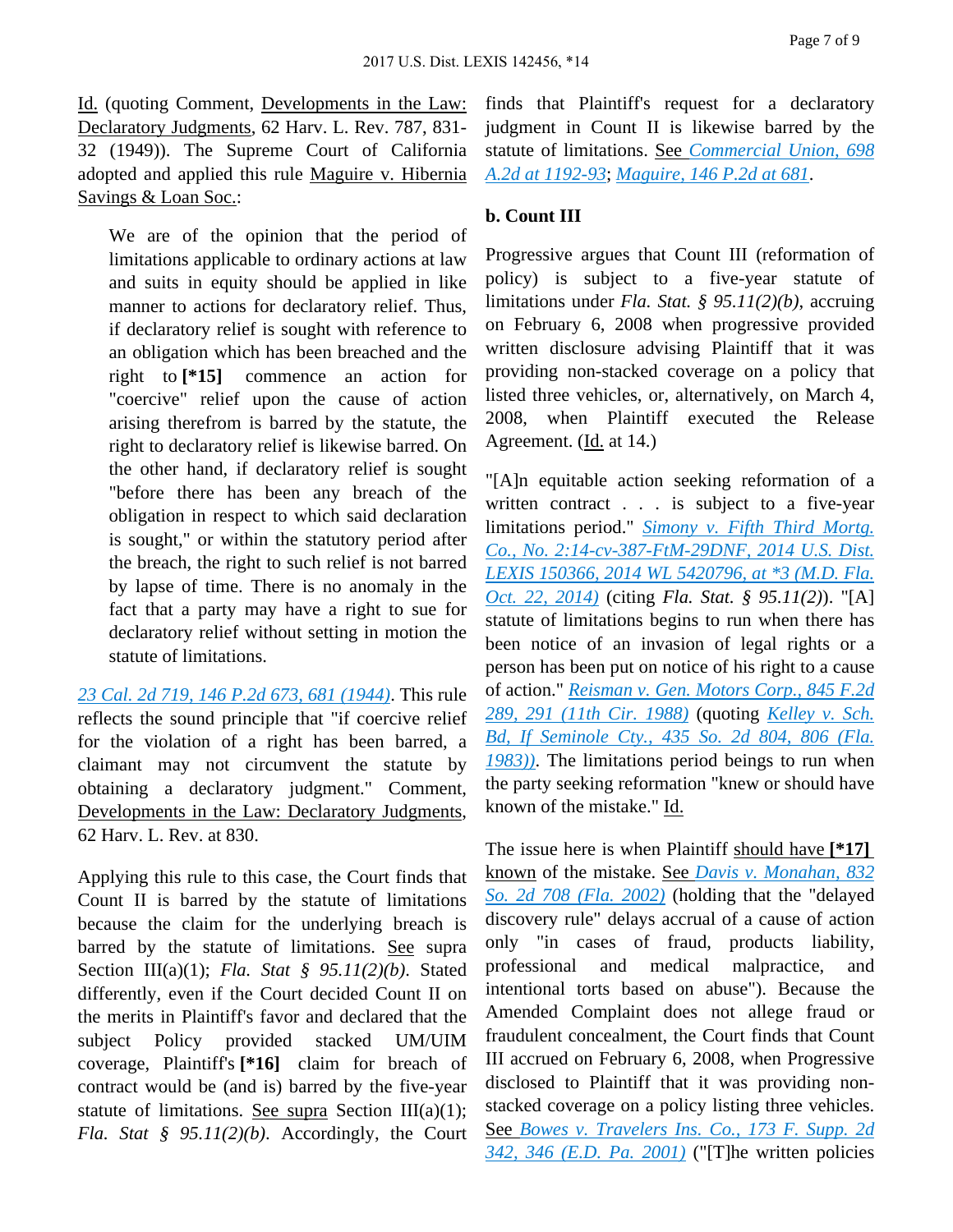Id. (quoting Comment, Developments in the Law: Declaratory Judgments, 62 Harv. L. Rev. 787, 831-32 (1949)). The Supreme Court of California adopted and applied this rule Maguire v. Hibernia Savings & Loan Soc.:

> We are of the opinion that the period of limitations applicable to ordinary actions at law and suits in equity should be applied in like manner to actions for declaratory relief. Thus, if declaratory relief is sought with reference to an obligation which has been breached and the right to **[*15]** commence an action for "coercive" relief upon the cause of action arising therefrom is barred by the statute, the right to declaratory relief is likewise barred. On the other hand, if declaratory relief is sought "before there has been any breach of the obligation in respect to which said declaration is sought," or within the statutory period after the breach, the right to such relief is not barred by lapse of time. There is no anomaly in the fact that a party may have a right to sue for declaratory relief without setting in motion the statute of limitations.

*23 Cal. 2d 719, 146 P.2d 673, 681 (1944)*. This rule reflects the sound principle that "if coercive relief for the violation of a right has been barred, a claimant may not circumvent the statute by obtaining a declaratory judgment." Comment, Developments in the Law: Declaratory Judgments, 62 Harv. L. Rev. at 830.

Applying this rule to this case, the Court finds that Count II is barred by the statute of limitations because the claim for the underlying breach is barred by the statute of limitations. See supra Section III(a)(1); *Fla. Stat § 95.11(2)(b)*. Stated differently, even if the Court decided Count II on the merits in Plaintiff's favor and declared that the subject Policy provided stacked UM/UIM coverage, Plaintiff's **[*16]** claim for breach of contract would be (and is) barred by the five-year statute of limitations. See supra Section III(a)(1); *Fla. Stat § 95.11(2)(b)*. Accordingly, the Court finds that Plaintiff's request for a declaratory judgment in Count II is likewise barred by the statute of limitations. See *Commercial Union, 698 A.2d at 1192-93*; *Maguire, 146 P.2d at 681*.

**b. Count III**

Progressive argues that Count III (reformation of policy) is subject to a five-year statute of limitations under *Fla. Stat. § 95.11(2)(b)*, accruing on February 6, 2008 when progressive provided written disclosure advising Plaintiff that it was providing non-stacked coverage on a policy that listed three vehicles, or, alternatively, on March 4, 2008, when Plaintiff executed the Release Agreement. (Id. at 14.)

"[A]n equitable action seeking reformation of a written contract . . . is subject to a five-year limitations period." *Simony v. Fifth Third Mortg. Co., No. 2:14-cv-387-FtM-29DNF, 2014 U.S. Dist. LEXIS 150366, 2014 WL 5420796, at *3 (M.D. Fla. Oct. 22, 2014)* (citing *Fla. Stat. § 95.11(2)*). "[A] statute of limitations begins to run when there has been notice of an invasion of legal rights or a person has been put on notice of his right to a cause of action." *Reisman v. Gen. Motors Corp., 845 F.2d 289, 291 (11th Cir. 1988)* (quoting *Kelley v. Sch. Bd, If Seminole Cty., 435 So. 2d 804, 806 (Fla. 1983))*. The limitations period beings to run when the party seeking reformation "knew or should have known of the mistake." Id.

The issue here is when Plaintiff should have **[*17]** known of the mistake. See *Davis v. Monahan, 832 So. 2d 708 (Fla. 2002)* (holding that the "delayed discovery rule" delays accrual of a cause of action only "in cases of fraud, products liability, professional and medical malpractice, and intentional torts based on abuse"). Because the Amended Complaint does not allege fraud or fraudulent concealment, the Court finds that Count III accrued on February 6, 2008, when Progressive disclosed to Plaintiff that it was providing non-stacked coverage on a policy listing three vehicles. See *Bowes v. Travelers Ins. Co., 173 F. Supp. 2d 342, 346 (E.D. Pa. 2001)* ("[T]he written policies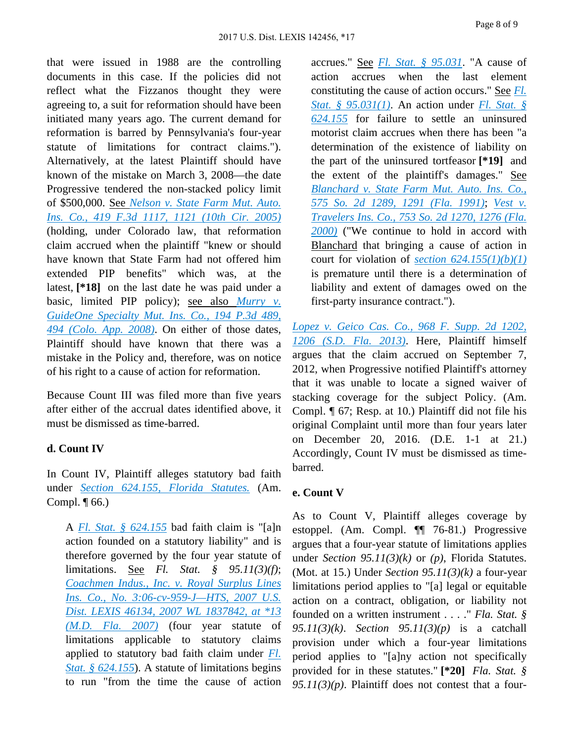that were issued in 1988 are the controlling documents in this case. If the policies did not reflect what the Fizzanos thought they were agreeing to, a suit for reformation should have been initiated many years ago. The current demand for reformation is barred by Pennsylvania's four-year statute of limitations for contract claims."). Alternatively, at the latest Plaintiff should have known of the mistake on March 3, 2008—the date Progressive tendered the non-stacked policy limit of $500,000. See *Nelson v. State Farm Mut. Auto. Ins. Co., 419 F.3d 1117, 1121 (10th Cir. 2005)* (holding, under Colorado law, that reformation claim accrued when the plaintiff "knew or should have known that State Farm had not offered him extended PIP benefits" which was, at the latest, **[*18]** on the last date he was paid under a basic, limited PIP policy); see also *Murry v. GuideOne Specialty Mut. Ins. Co., 194 P.3d 489, 494 (Colo. App. 2008)*. On either of those dates, Plaintiff should have known that there was a mistake in the Policy and, therefore, was on notice of his right to a cause of action for reformation.

Because Count III was filed more than five years after either of the accrual dates identified above, it must be dismissed as time-barred.

### d. Count IV

In Count IV, Plaintiff alleges statutory bad faith under *Section 624.155, Florida Statutes.* (Am. Compl. ¶ 66.)

> A *Fl. Stat. § 624.155* bad faith claim is "[a]n action founded on a statutory liability" and is therefore governed by the four year statute of limitations. See *Fl. Stat. § 95.11(3)(f)*; *Coachmen Indus., Inc. v. Royal Surplus Lines Ins. Co., No. 3:06-cv-959-J—HTS, 2007 U.S. Dist. LEXIS 46134, 2007 WL 1837842, at *13 (M.D. Fla. 2007)* (four year statute of limitations applicable to statutory claims applied to statutory bad faith claim under *Fl. Stat. § 624.155*). A statute of limitations begins to run "from the time the cause of action accrues." See *Fl. Stat. § 95.031*. "A cause of action accrues when the last element constituting the cause of action occurs." See *Fl. Stat. § 95.031(1)*. An action under *Fl. Stat. § 624.155* for failure to settle an uninsured motorist claim accrues when there has been "a determination of the existence of liability on the part of the uninsured tortfeasor **[*19]** and the extent of the plaintiff's damages." See *Blanchard v. State Farm Mut. Auto. Ins. Co., 575 So. 2d 1289, 1291 (Fla. 1991)*; *Vest v. Travelers Ins. Co., 753 So. 2d 1270, 1276 (Fla. 2000)* ("We continue to hold in accord with Blanchard that bringing a cause of action in court for violation of *section 624.155(1)(b)(1)* is premature until there is a determination of liability and extent of damages owed on the first-party insurance contract.").

*Lopez v. Geico Cas. Co., 968 F. Supp. 2d 1202, 1206 (S.D. Fla. 2013)*. Here, Plaintiff himself argues that the claim accrued on September 7, 2012, when Progressive notified Plaintiff's attorney that it was unable to locate a signed waiver of stacking coverage for the subject Policy. (Am. Compl. ¶ 67; Resp. at 10.) Plaintiff did not file his original Complaint until more than four years later on December 20, 2016. (D.E. 1-1 at 21.) Accordingly, Count IV must be dismissed as time-barred.

### e. Count V

As to Count V, Plaintiff alleges coverage by estoppel. (Am. Compl. ¶¶ 76-81.) Progressive argues that a four-year statute of limitations applies under *Section 95.11(3)(k)* or *(p)*, Florida Statutes. (Mot. at 15.) Under *Section 95.11(3)(k)* a four-year limitations period applies to "[a] legal or equitable action on a contract, obligation, or liability not founded on a written instrument . . . ." *Fla. Stat. § 95.11(3)(k)*. *Section 95.11(3)(p)* is a catchall provision under which a four-year limitations period applies to "[a]ny action not specifically provided for in these statutes." **[*20]** *Fla. Stat. § 95.11(3)(p)*. Plaintiff does not contest that a four-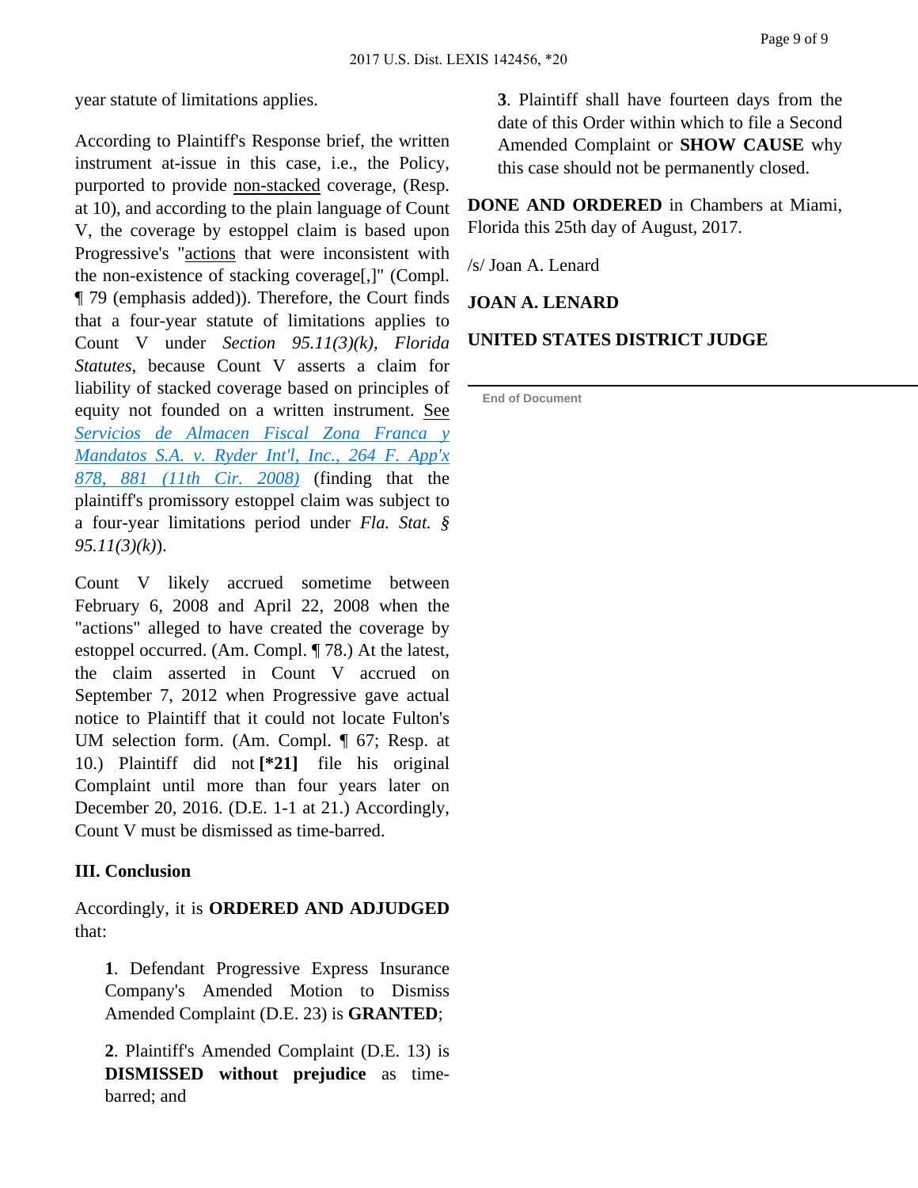year statute of limitations applies.

According to Plaintiff's Response brief, the written instrument at-issue in this case, i.e., the Policy, purported to provide non-stacked coverage, (Resp. at 10), and according to the plain language of Count V, the coverage by estoppel claim is based upon Progressive's "actions that were inconsistent with the non-existence of stacking coverage[,]" (Compl. ¶ 79 (emphasis added)). Therefore, the Court finds that a four-year statute of limitations applies to Count V under *Section 95.11(3)(k), Florida Statutes*, because Count V asserts a claim for liability of stacked coverage based on principles of equity not founded on a written instrument. See *Servicios de Almacen Fiscal Zona Franca y Mandatos S.A. v. Ryder Int'l, Inc., 264 F. App'x 878, 881 (11th Cir. 2008)* (finding that the plaintiff's promissory estoppel claim was subject to a four-year limitations period under *Fla. Stat. § 95.11(3)(k)*).

Count V likely accrued sometime between February 6, 2008 and April 22, 2008 when the "actions" alleged to have created the coverage by estoppel occurred. (Am. Compl. ¶ 78.) At the latest, the claim asserted in Count V accrued on September 7, 2012 when Progressive gave actual notice to Plaintiff that it could not locate Fulton's UM selection form. (Am. Compl. ¶ 67; Resp. at 10.) Plaintiff did not **[*21]** file his original Complaint until more than four years later on December 20, 2016. (D.E. 1-1 at 21.) Accordingly, Count V must be dismissed as time-barred.

### III. Conclusion

Accordingly, it is **ORDERED AND ADJUDGED** that:

**1**. Defendant Progressive Express Insurance Company's Amended Motion to Dismiss Amended Complaint (D.E. 23) is **GRANTED**;

**2**. Plaintiff's Amended Complaint (D.E. 13) is **DISMISSED without prejudice** as time-barred; and

**3**. Plaintiff shall have fourteen days from the date of this Order within which to file a Second Amended Complaint or **SHOW CAUSE** why this case should not be permanently closed.

**DONE AND ORDERED** in Chambers at Miami, Florida this 25th day of August, 2017.

/s/ Joan A. Lenard

**JOAN A. LENARD**

**UNITED STATES DISTRICT JUDGE**

End of Document